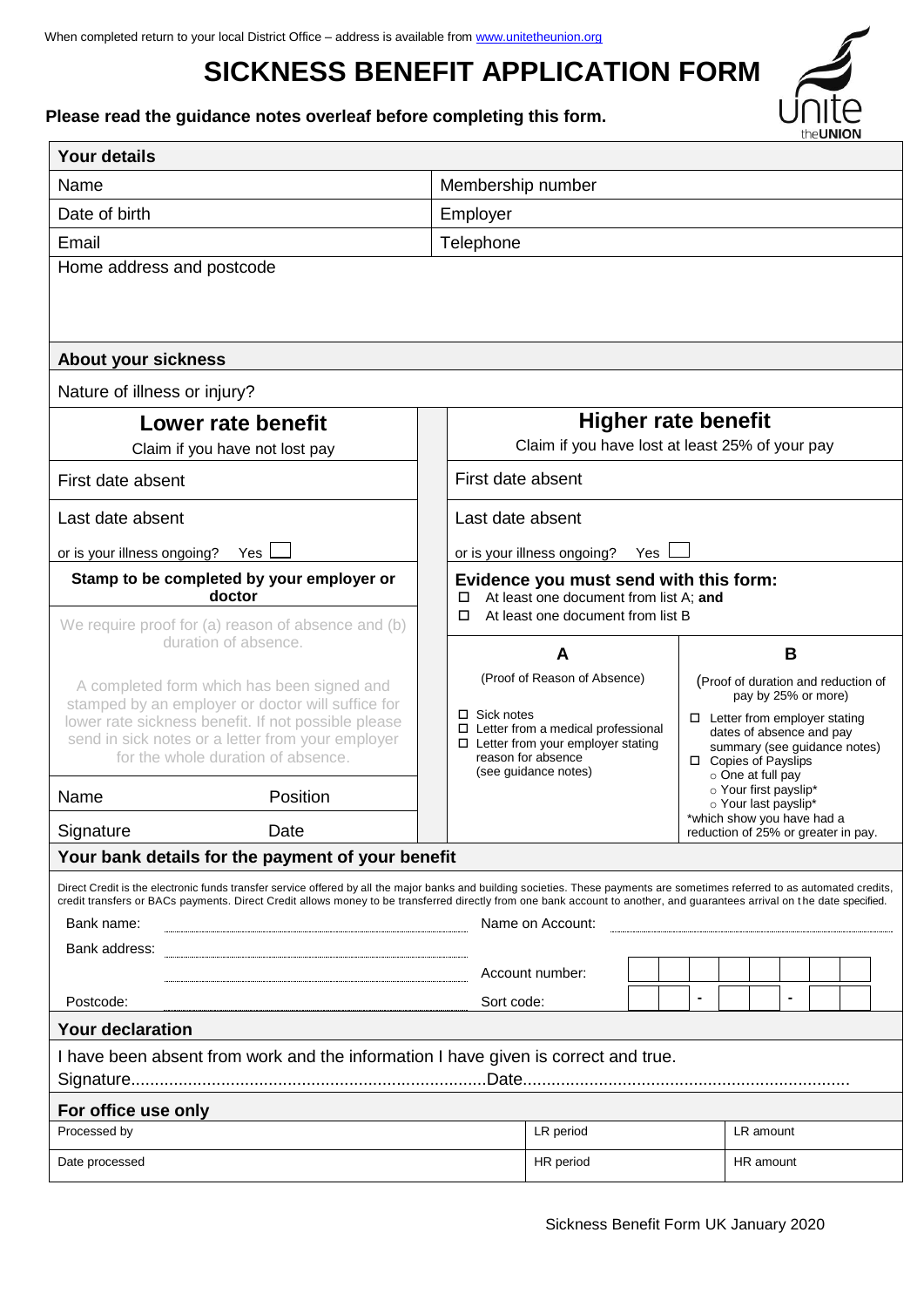When completed return to your local District Office – address is available from www.unitetheunion.org

# SICKNESS BENEFIT APPLICATION FORM

**Please read the guidance notes overleaf before completing this form.**

## Your details

| | |
|---|---|
| Name | Membership number |
| Date of birth | Employer |
| Email | Telephone |
| Home address and postcode | |

## About your sickness

Nature of illness or injury?

| **Lower rate benefit**<br>Claim if you have not lost pay | **Higher rate benefit**<br>Claim if you have lost at least 25% of your pay |
|---|---|
| First date absent | First date absent |
| Last date absent<br>or is your illness ongoing? Yes ☐ | Last date absent<br>or is your illness ongoing? Yes ☐ |
| **Stamp to be completed by your employer or doctor**<br>We require proof for (a) reason of absence and (b) duration of absence.<br>A completed form which has been signed and stamped by an employer or doctor will suffice for lower rate sickness benefit. If not possible please send in sick notes or a letter from your employer for the whole duration of absence. | **Evidence you must send with this form:**<br>☐ At least one document from list A; **and**<br>☐ At least one document from list B |
| Name / Position | |
| Signature / Date | |

| **A** | **B** |
|---|---|
| (Proof of Reason of Absence)<br>☐ Sick notes<br>☐ Letter from a medical professional<br>☐ Letter from your employer stating reason for absence (see guidance notes) | (Proof of duration and reduction of pay by 25% or more)<br>☐ Letter from employer stating dates of absence and pay summary (see guidance notes)<br>☐ Copies of Payslips<br>○ One at full pay<br>○ Your first payslip*<br>○ Your last payslip*<br>*which show you have had a reduction of 25% or greater in pay. |

## Your bank details for the payment of your benefit

Direct Credit is the electronic funds transfer service offered by all the major banks and building societies. These payments are sometimes referred to as automated credits, credit transfers or BACs payments. Direct Credit allows money to be transferred directly from one bank account to another, and guarantees arrival on the date specified.

Bank name: .................................... Name on Account: ....................................

Bank address: ....................................

.................................... Account number: ☐☐☐☐☐☐☐☐

Postcode: .................................... Sort code: ☐☐ - ☐☐ - ☐☐

## Your declaration

I have been absent from work and the information I have given is correct and true.

Signature.......................................................................... Date.....................................................................

## For office use only

| | | |
|---|---|---|
| Processed by | LR period | LR amount |
| Date processed | HR period | HR amount |

Sickness Benefit Form UK January 2020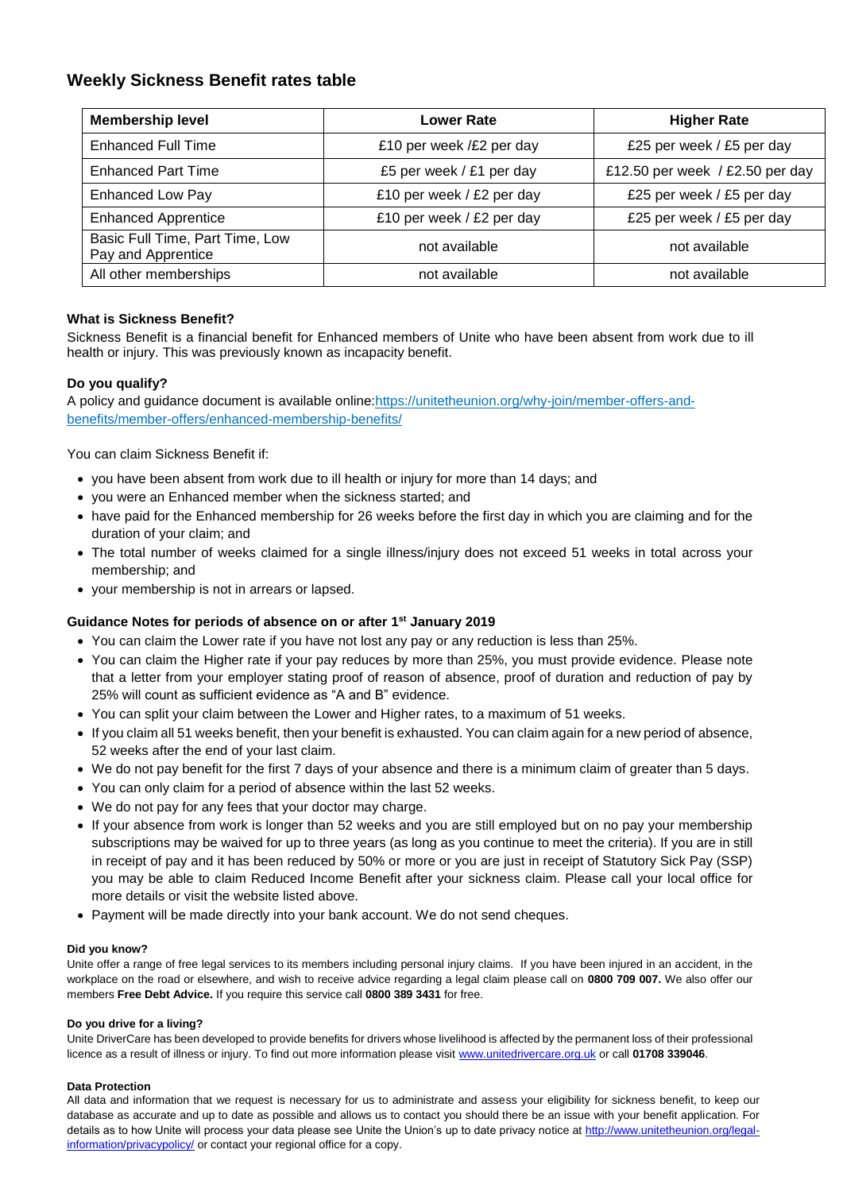## Weekly Sickness Benefit rates table

| Membership level | Lower Rate | Higher Rate |
|---|---|---|
| Enhanced Full Time | £10 per week /£2 per day | £25 per week / £5 per day |
| Enhanced Part Time | £5 per week / £1 per day | £12.50 per week / £2.50 per day |
| Enhanced Low Pay | £10 per week / £2 per day | £25 per week / £5 per day |
| Enhanced Apprentice | £10 per week / £2 per day | £25 per week / £5 per day |
| Basic Full Time, Part Time, Low Pay and Apprentice | not available | not available |
| All other memberships | not available | not available |

### What is Sickness Benefit?

Sickness Benefit is a financial benefit for Enhanced members of Unite who have been absent from work due to ill health or injury. This was previously known as incapacity benefit.

### Do you qualify?

A policy and guidance document is available online:https://unitetheunion.org/why-join/member-offers-and-benefits/member-offers/enhanced-membership-benefits/

You can claim Sickness Benefit if:

- you have been absent from work due to ill health or injury for more than 14 days; and
- you were an Enhanced member when the sickness started; and
- have paid for the Enhanced membership for 26 weeks before the first day in which you are claiming and for the duration of your claim; and
- The total number of weeks claimed for a single illness/injury does not exceed 51 weeks in total across your membership; and
- your membership is not in arrears or lapsed.

### Guidance Notes for periods of absence on or after 1st January 2019

- You can claim the Lower rate if you have not lost any pay or any reduction is less than 25%.
- You can claim the Higher rate if your pay reduces by more than 25%, you must provide evidence. Please note that a letter from your employer stating proof of reason of absence, proof of duration and reduction of pay by 25% will count as sufficient evidence as "A and B" evidence.
- You can split your claim between the Lower and Higher rates, to a maximum of 51 weeks.
- If you claim all 51 weeks benefit, then your benefit is exhausted. You can claim again for a new period of absence, 52 weeks after the end of your last claim.
- We do not pay benefit for the first 7 days of your absence and there is a minimum claim of greater than 5 days.
- You can only claim for a period of absence within the last 52 weeks.
- We do not pay for any fees that your doctor may charge.
- If your absence from work is longer than 52 weeks and you are still employed but on no pay your membership subscriptions may be waived for up to three years (as long as you continue to meet the criteria). If you are in still in receipt of pay and it has been reduced by 50% or more or you are just in receipt of Statutory Sick Pay (SSP) you may be able to claim Reduced Income Benefit after your sickness claim. Please call your local office for more details or visit the website listed above.
- Payment will be made directly into your bank account. We do not send cheques.

#### Did you know?

Unite offer a range of free legal services to its members including personal injury claims. If you have been injured in an accident, in the workplace on the road or elsewhere, and wish to receive advice regarding a legal claim please call on **0800 709 007.** We also offer our members **Free Debt Advice.** If you require this service call **0800 389 3431** for free.

#### Do you drive for a living?

Unite DriverCare has been developed to provide benefits for drivers whose livelihood is affected by the permanent loss of their professional licence as a result of illness or injury. To find out more information please visit www.unitedrivercare.org.uk or call **01708 339046**.

#### Data Protection

All data and information that we request is necessary for us to administrate and assess your eligibility for sickness benefit, to keep our database as accurate and up to date as possible and allows us to contact you should there be an issue with your benefit application. For details as to how Unite will process your data please see Unite the Union's up to date privacy notice at http://www.unitetheunion.org/legal-information/privacypolicy/ or contact your regional office for a copy.